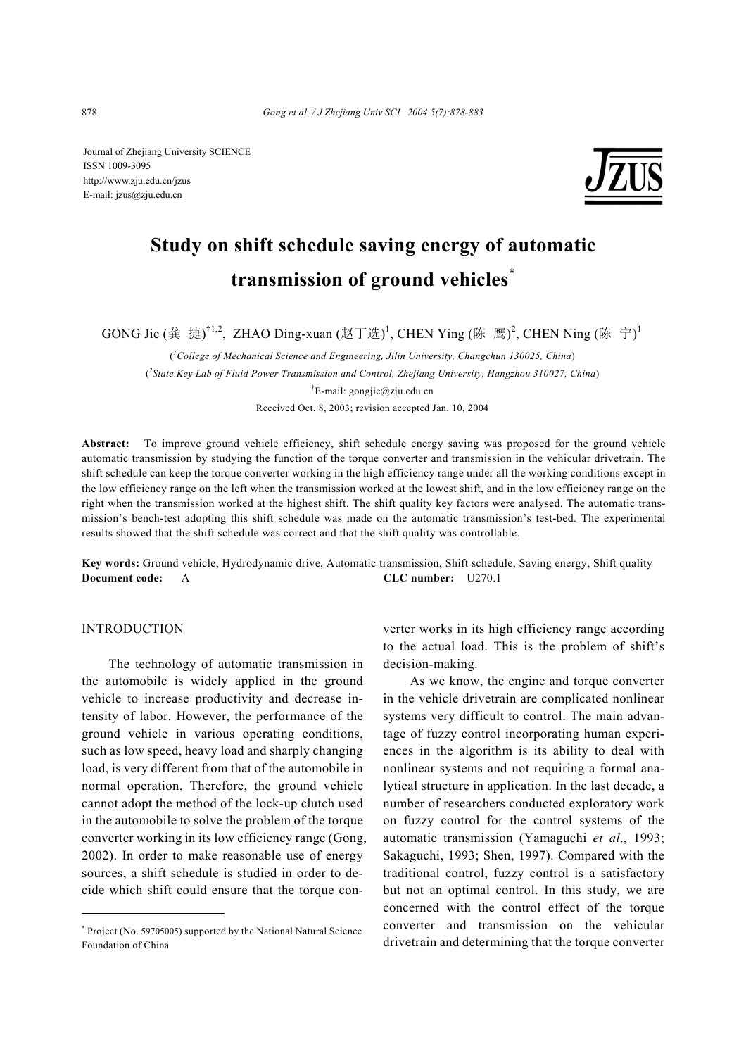Journal of Zhejiang University SCIENCE
ISSN 1009-3095
http://www.zju.edu.cn/jzus
E-mail: jzus@zju.edu.cn

# Study on shift schedule saving energy of automatic transmission of ground vehicles*

GONG Jie (龚 捷)[†1,2], ZHAO Ding-xuan (赵丁选)[1], CHEN Ying (陈 鹰)[2], CHEN Ning (陈 宁)[1]

([1]*College of Mechanical Science and Engineering, Jilin University, Changchun 130025, China*)

([2]*State Key Lab of Fluid Power Transmission and Control, Zhejiang University, Hangzhou 310027, China*)

[†]E-mail: gongjie@zju.edu.cn

Received Oct. 8, 2003; revision accepted Jan. 10, 2004

**Abstract:** To improve ground vehicle efficiency, shift schedule energy saving was proposed for the ground vehicle automatic transmission by studying the function of the torque converter and transmission in the vehicular drivetrain. The shift schedule can keep the torque converter working in the high efficiency range under all the working conditions except in the low efficiency range on the left when the transmission worked at the lowest shift, and in the low efficiency range on the right when the transmission worked at the highest shift. The shift quality key factors were analysed. The automatic transmission's bench-test adopting this shift schedule was made on the automatic transmission's test-bed. The experimental results showed that the shift schedule was correct and that the shift quality was controllable.

**Key words:** Ground vehicle, Hydrodynamic drive, Automatic transmission, Shift schedule, Saving energy, Shift quality

**Document code:** A **CLC number:** U270.1

## INTRODUCTION

The technology of automatic transmission in the automobile is widely applied in the ground vehicle to increase productivity and decrease intensity of labor. However, the performance of the ground vehicle in various operating conditions, such as low speed, heavy load and sharply changing load, is very different from that of the automobile in normal operation. Therefore, the ground vehicle cannot adopt the method of the lock-up clutch used in the automobile to solve the problem of the torque converter working in its low efficiency range (Gong, 2002). In order to make reasonable use of energy sources, a shift schedule is studied in order to decide which shift could ensure that the torque converter works in its high efficiency range according to the actual load. This is the problem of shift's decision-making.

As we know, the engine and torque converter in the vehicle drivetrain are complicated nonlinear systems very difficult to control. The main advantage of fuzzy control incorporating human experiences in the algorithm is its ability to deal with nonlinear systems and not requiring a formal analytical structure in application. In the last decade, a number of researchers conducted exploratory work on fuzzy control for the control systems of the automatic transmission (Yamaguchi *et al*., 1993; Sakaguchi, 1993; Shen, 1997). Compared with the traditional control, fuzzy control is a satisfactory but not an optimal control. In this study, we are concerned with the control effect of the torque converter and transmission on the vehicular drivetrain and determining that the torque converter

---

* Project (No. 59705005) supported by the National Natural Science Foundation of China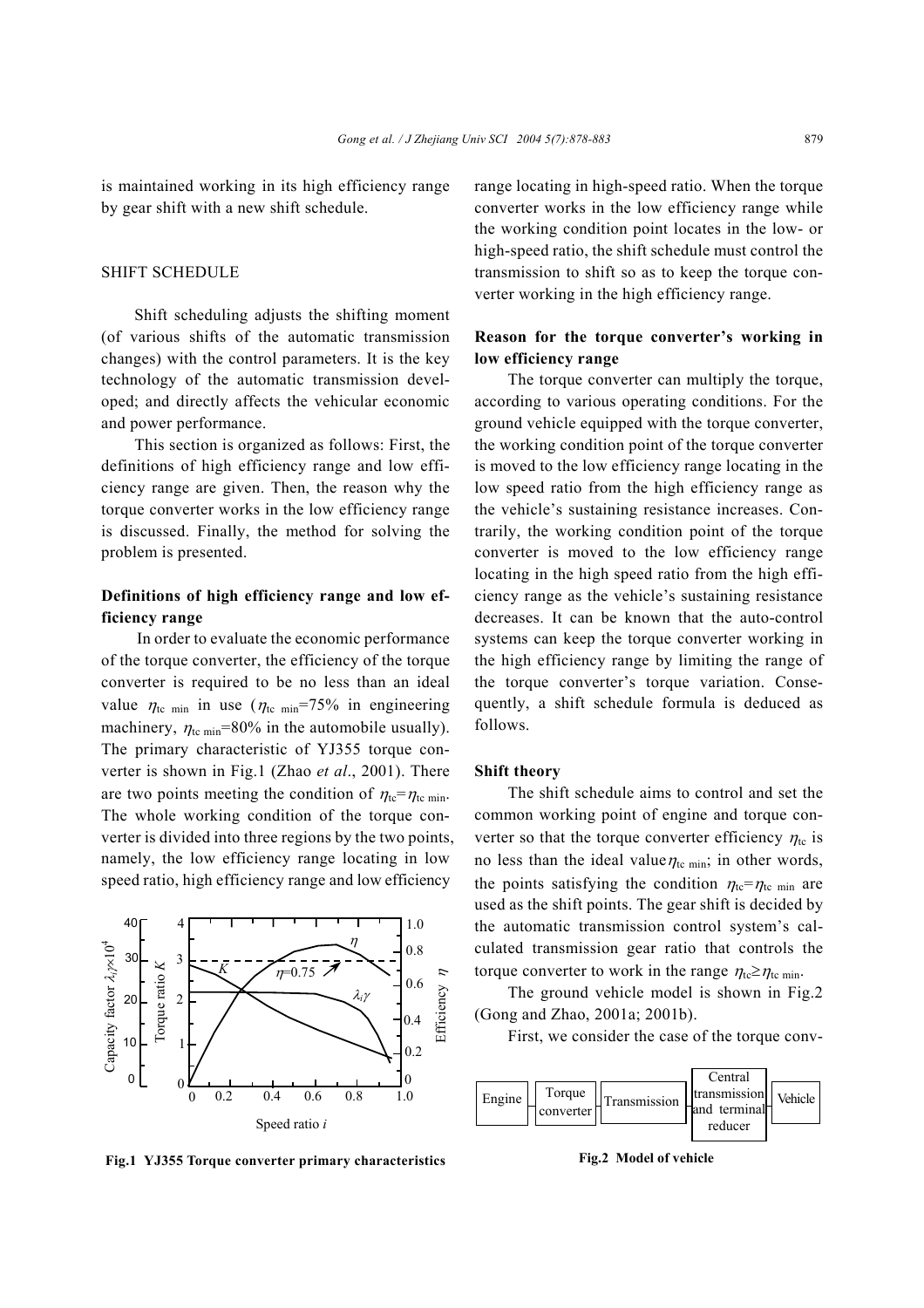is maintained working in its high efficiency range by gear shift with a new shift schedule.

## SHIFT SCHEDULE

Shift scheduling adjusts the shifting moment (of various shifts of the automatic transmission changes) with the control parameters. It is the key technology of the automatic transmission developed; and directly affects the vehicular economic and power performance.

This section is organized as follows: First, the definitions of high efficiency range and low efficiency range are given. Then, the reason why the torque converter works in the low efficiency range is discussed. Finally, the method for solving the problem is presented.

### Definitions of high efficiency range and low efficiency range

In order to evaluate the economic performance of the torque converter, the efficiency of the torque converter is required to be no less than an ideal value $\eta_{\text{tc min}}$ in use ($\eta_{\text{tc min}}$=75% in engineering machinery, $\eta_{\text{tc min}}$=80% in the automobile usually). The primary characteristic of YJ355 torque converter is shown in Fig.1 (Zhao *et al*., 2001). There are two points meeting the condition of $\eta_{\text{tc}}=\eta_{\text{tc min}}$. The whole working condition of the torque converter is divided into three regions by the two points, namely, the low efficiency range locating in low speed ratio, high efficiency range and low efficiency range locating in high-speed ratio. When the torque converter works in the low efficiency range while the working condition point locates in the low- or high-speed ratio, the shift schedule must control the transmission to shift so as to keep the torque converter working in the high efficiency range.

**Fig.1 YJ355 Torque converter primary characteristics**

### Reason for the torque converter's working in low efficiency range

The torque converter can multiply the torque, according to various operating conditions. For the ground vehicle equipped with the torque converter, the working condition point of the torque converter is moved to the low efficiency range locating in the low speed ratio from the high efficiency range as the vehicle's sustaining resistance increases. Contrarily, the working condition point of the torque converter is moved to the low efficiency range locating in the high speed ratio from the high efficiency range as the vehicle's sustaining resistance decreases. It can be known that the auto-control systems can keep the torque converter working in the high efficiency range by limiting the range of the torque converter's torque variation. Consequently, a shift schedule formula is deduced as follows.

### Shift theory

The shift schedule aims to control and set the common working point of engine and torque converter so that the torque converter efficiency $\eta_{\text{tc}}$ is no less than the ideal value $\eta_{\text{tc min}}$; in other words, the points satisfying the condition $\eta_{\text{tc}}=\eta_{\text{tc min}}$ are used as the shift points. The gear shift is decided by the automatic transmission control system's calculated transmission gear ratio that controls the torque converter to work in the range $\eta_{\text{tc}}\geq\eta_{\text{tc min}}$.

The ground vehicle model is shown in Fig.2 (Gong and Zhao, 2001a; 2001b).

First, we consider the case of the torque conv-

**Fig.2 Model of vehicle**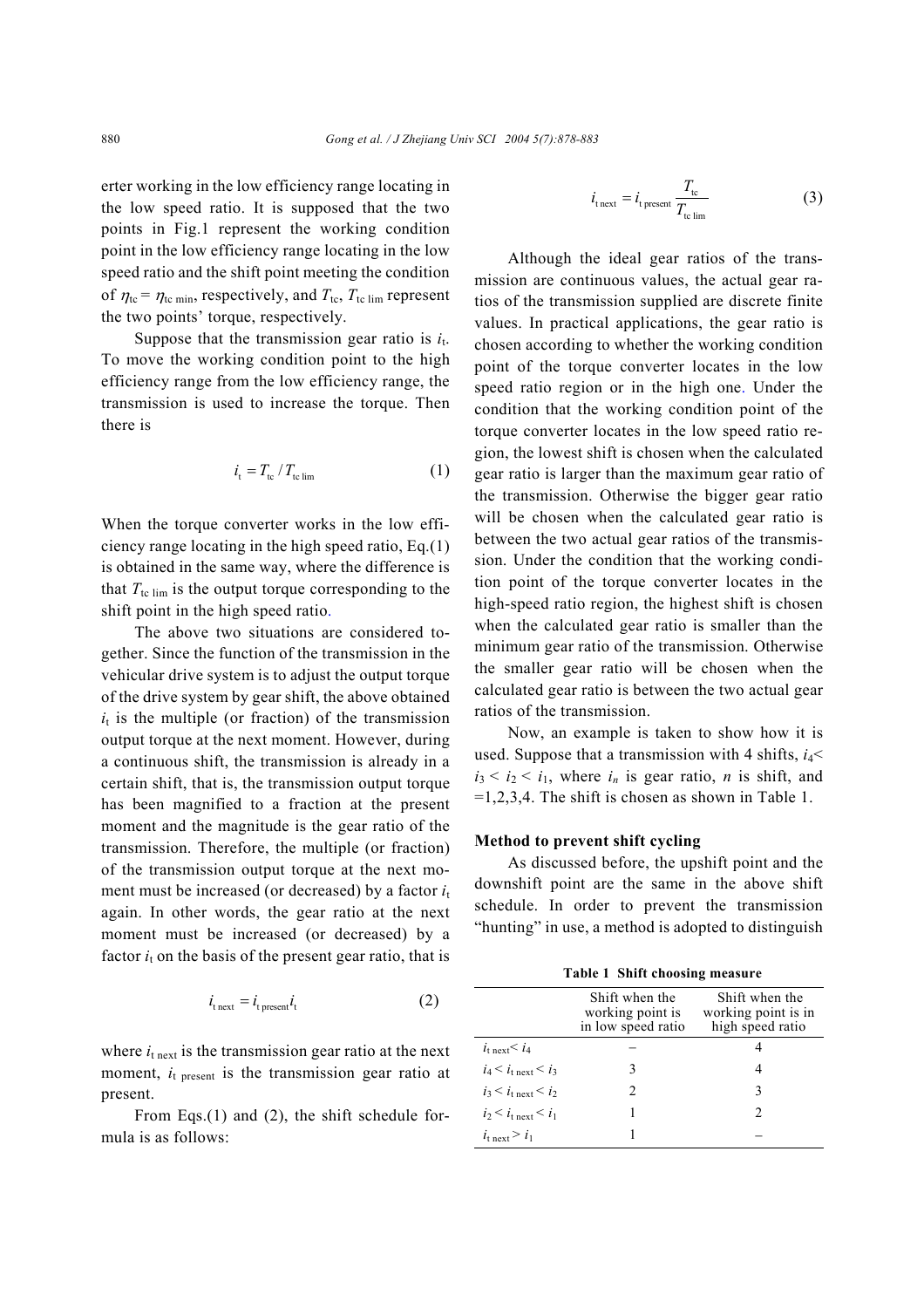erter working in the low efficiency range locating in the low speed ratio. It is supposed that the two points in Fig.1 represent the working condition point in the low efficiency range locating in the low speed ratio and the shift point meeting the condition of $\eta_{tc} = \eta_{tc\,min}$, respectively, and $T_{tc}$, $T_{tc\,lim}$ represent the two points' torque, respectively.

Suppose that the transmission gear ratio is $i_t$. To move the working condition point to the high efficiency range from the low efficiency range, the transmission is used to increase the torque. Then there is

$$i_t = T_{tc} / T_{tc\,lim} \tag{1}$$

When the torque converter works in the low efficiency range locating in the high speed ratio, Eq.(1) is obtained in the same way, where the difference is that $T_{tc\,lim}$ is the output torque corresponding to the shift point in the high speed ratio.

The above two situations are considered together. Since the function of the transmission in the vehicular drive system is to adjust the output torque of the drive system by gear shift, the above obtained $i_t$ is the multiple (or fraction) of the transmission output torque at the next moment. However, during a continuous shift, the transmission is already in a certain shift, that is, the transmission output torque has been magnified to a fraction at the present moment and the magnitude is the gear ratio of the transmission. Therefore, the multiple (or fraction) of the transmission output torque at the next moment must be increased (or decreased) by a factor $i_t$ again. In other words, the gear ratio at the next moment must be increased (or decreased) by a factor $i_t$ on the basis of the present gear ratio, that is

$$i_{t\,next} = i_{t\,present} i_t \tag{2}$$

where $i_{t\,next}$ is the transmission gear ratio at the next moment, $i_{t\,present}$ is the transmission gear ratio at present.

From Eqs.(1) and (2), the shift schedule formula is as follows:

$$i_{t\,next} = i_{t\,present} \frac{T_{tc}}{T_{tc\,lim}} \tag{3}$$

Although the ideal gear ratios of the transmission are continuous values, the actual gear ratios of the transmission supplied are discrete finite values. In practical applications, the gear ratio is chosen according to whether the working condition point of the torque converter locates in the low speed ratio region or in the high one. Under the condition that the working condition point of the torque converter locates in the low speed ratio region, the lowest shift is chosen when the calculated gear ratio is larger than the maximum gear ratio of the transmission. Otherwise the bigger gear ratio will be chosen when the calculated gear ratio is between the two actual gear ratios of the transmission. Under the condition that the working condition point of the torque converter locates in the high-speed ratio region, the highest shift is chosen when the calculated gear ratio is smaller than the minimum gear ratio of the transmission. Otherwise the smaller gear ratio will be chosen when the calculated gear ratio is between the two actual gear ratios of the transmission.

Now, an example is taken to show how it is used. Suppose that a transmission with 4 shifts, $i_4 < i_3 < i_2 < i_1$, where $i_n$ is gear ratio, $n$ is shift, and $=1,2,3,4$. The shift is chosen as shown in Table 1.

**Table 1 Shift choosing measure**

| | Shift when the working point is in low speed ratio | Shift when the working point is in high speed ratio |
|---|---|---|
| $i_{t\,next} < i_4$ | – | 4 |
| $i_4 < i_{t\,next} < i_3$ | 3 | 4 |
| $i_3 < i_{t\,next} < i_2$ | 2 | 3 |
| $i_2 < i_{t\,next} < i_1$ | 1 | 2 |
| $i_{t\,next} > i_1$ | 1 | – |

### Method to prevent shift cycling

As discussed before, the upshift point and the downshift point are the same in the above shift schedule. In order to prevent the transmission "hunting" in use, a method is adopted to distinguish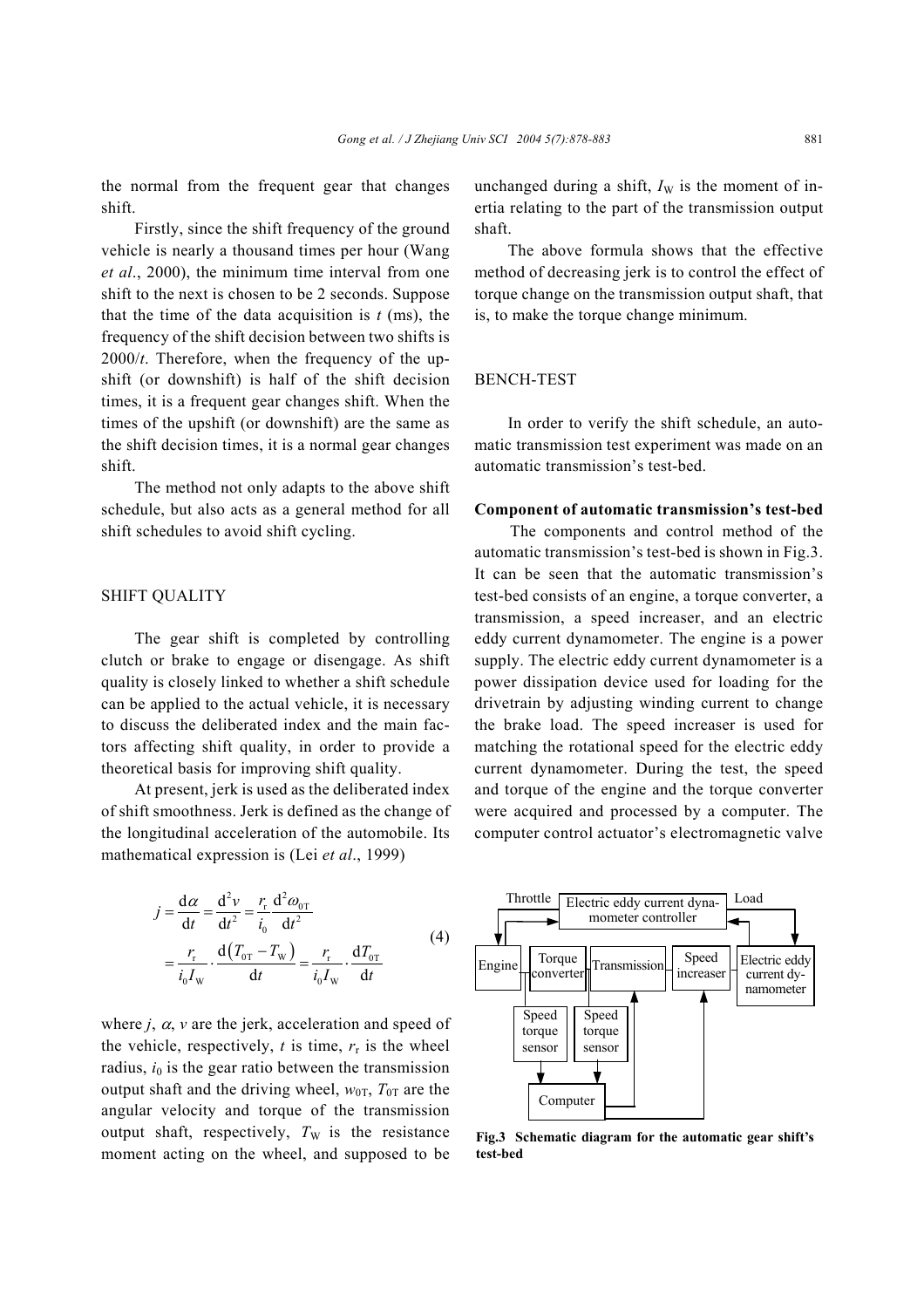the normal from the frequent gear that changes shift.

Firstly, since the shift frequency of the ground vehicle is nearly a thousand times per hour (Wang *et al*., 2000), the minimum time interval from one shift to the next is chosen to be 2 seconds. Suppose that the time of the data acquisition is $t$ (ms), the frequency of the shift decision between two shifts is $2000/t$. Therefore, when the frequency of the upshift (or downshift) is half of the shift decision times, it is a frequent gear changes shift. When the times of the upshift (or downshift) are the same as the shift decision times, it is a normal gear changes shift.

The method not only adapts to the above shift schedule, but also acts as a general method for all shift schedules to avoid shift cycling.

## SHIFT QUALITY

The gear shift is completed by controlling clutch or brake to engage or disengage. As shift quality is closely linked to whether a shift schedule can be applied to the actual vehicle, it is necessary to discuss the deliberated index and the main factors affecting shift quality, in order to provide a theoretical basis for improving shift quality.

At present, jerk is used as the deliberated index of shift smoothness. Jerk is defined as the change of the longitudinal acceleration of the automobile. Its mathematical expression is (Lei *et al*., 1999)

$$j = \frac{\mathrm{d}\alpha}{\mathrm{d}t} = \frac{\mathrm{d}^2 v}{\mathrm{d}t^2} = \frac{r_\mathrm{r}}{i_0}\frac{\mathrm{d}^2\omega_{0\mathrm{T}}}{\mathrm{d}t^2} = \frac{r_\mathrm{r}}{i_0 I_\mathrm{W}} \cdot \frac{\mathrm{d}\left(T_{0\mathrm{T}} - T_\mathrm{W}\right)}{\mathrm{d}t} = \frac{r_\mathrm{r}}{i_0 I_\mathrm{W}} \cdot \frac{\mathrm{d}T_{0\mathrm{T}}}{\mathrm{d}t} \tag{4}$$

where $j$, $\alpha$, $v$ are the jerk, acceleration and speed of the vehicle, respectively, $t$ is time, $r_\mathrm{r}$ is the wheel radius, $i_0$ is the gear ratio between the transmission output shaft and the driving wheel, $w_{0\mathrm{T}}$, $T_{0\mathrm{T}}$ are the angular velocity and torque of the transmission output shaft, respectively, $T_\mathrm{W}$ is the resistance moment acting on the wheel, and supposed to be unchanged during a shift, $I_\mathrm{W}$ is the moment of inertia relating to the part of the transmission output shaft.

The above formula shows that the effective method of decreasing jerk is to control the effect of torque change on the transmission output shaft, that is, to make the torque change minimum.

## BENCH-TEST

In order to verify the shift schedule, an automatic transmission test experiment was made on an automatic transmission's test-bed.

### Component of automatic transmission's test-bed

The components and control method of the automatic transmission's test-bed is shown in Fig.3. It can be seen that the automatic transmission's test-bed consists of an engine, a torque converter, a transmission, a speed increaser, and an electric eddy current dynamometer. The engine is a power supply. The electric eddy current dynamometer is a power dissipation device used for loading for the drivetrain by adjusting winding current to change the brake load. The speed increaser is used for matching the rotational speed for the electric eddy current dynamometer. During the test, the speed and torque of the engine and the torque converter were acquired and processed by a computer. The computer control actuator's electromagnetic valve

**Fig.3 Schematic diagram for the automatic gear shift's test-bed**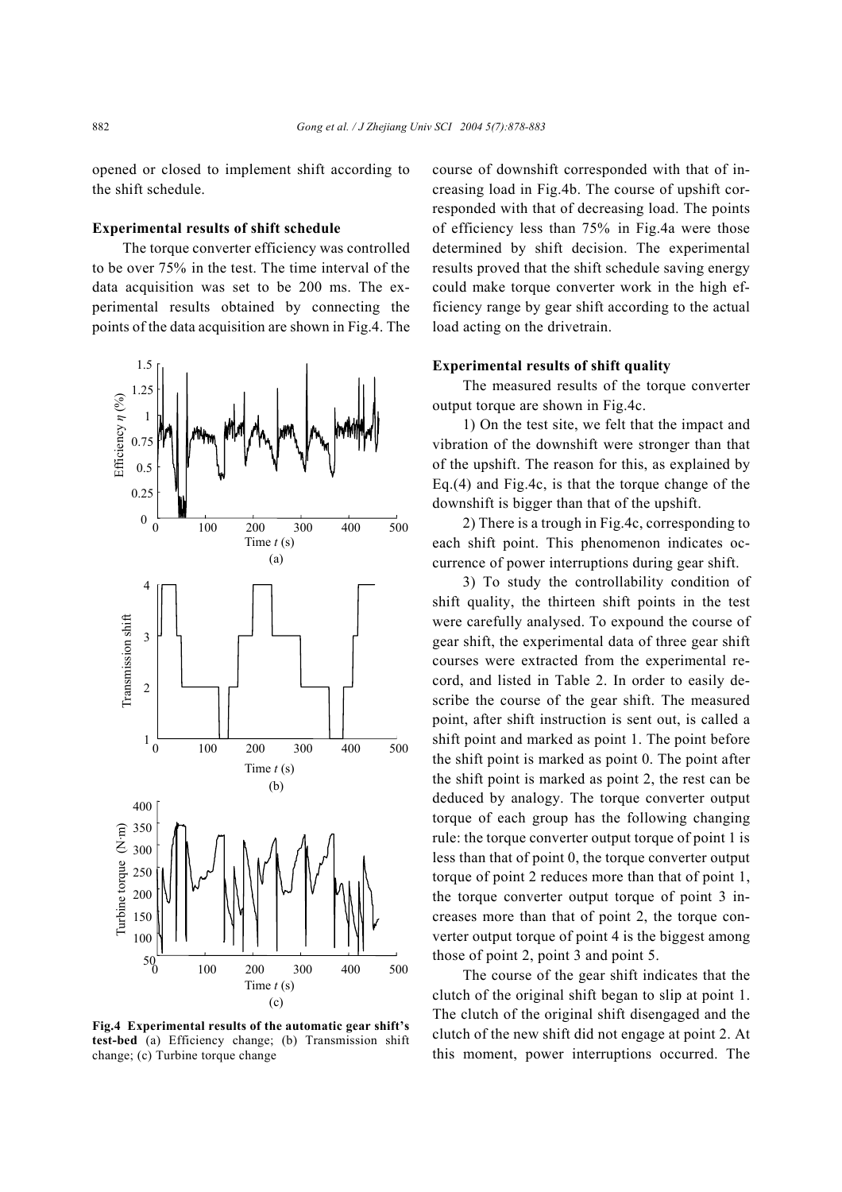opened or closed to implement shift according to the shift schedule.

### Experimental results of shift schedule

The torque converter efficiency was controlled to be over 75% in the test. The time interval of the data acquisition was set to be 200 ms. The experimental results obtained by connecting the points of the data acquisition are shown in Fig.4. The course of downshift corresponded with that of increasing load in Fig.4b. The course of upshift corresponded with that of decreasing load. The points of efficiency less than 75% in Fig.4a were those determined by shift decision. The experimental results proved that the shift schedule saving energy could make torque converter work in the high efficiency range by gear shift according to the actual load acting on the drivetrain.

**Fig.4 Experimental results of the automatic gear shift's test-bed** (a) Efficiency change; (b) Transmission shift change; (c) Turbine torque change

### Experimental results of shift quality

The measured results of the torque converter output torque are shown in Fig.4c.

1) On the test site, we felt that the impact and vibration of the downshift were stronger than that of the upshift. The reason for this, as explained by Eq.(4) and Fig.4c, is that the torque change of the downshift is bigger than that of the upshift.

2) There is a trough in Fig.4c, corresponding to each shift point. This phenomenon indicates occurrence of power interruptions during gear shift.

3) To study the controllability condition of shift quality, the thirteen shift points in the test were carefully analysed. To expound the course of gear shift, the experimental data of three gear shift courses were extracted from the experimental record, and listed in Table 2. In order to easily describe the course of the gear shift. The measured point, after shift instruction is sent out, is called a shift point and marked as point 1. The point before the shift point is marked as point 0. The point after the shift point is marked as point 2, the rest can be deduced by analogy. The torque converter output torque of each group has the following changing rule: the torque converter output torque of point 1 is less than that of point 0, the torque converter output torque of point 2 reduces more than that of point 1, the torque converter output torque of point 3 increases more than that of point 2, the torque converter output torque of point 4 is the biggest among those of point 2, point 3 and point 5.

The course of the gear shift indicates that the clutch of the original shift began to slip at point 1. The clutch of the original shift disengaged and the clutch of the new shift did not engage at point 2. At this moment, power interruptions occurred. The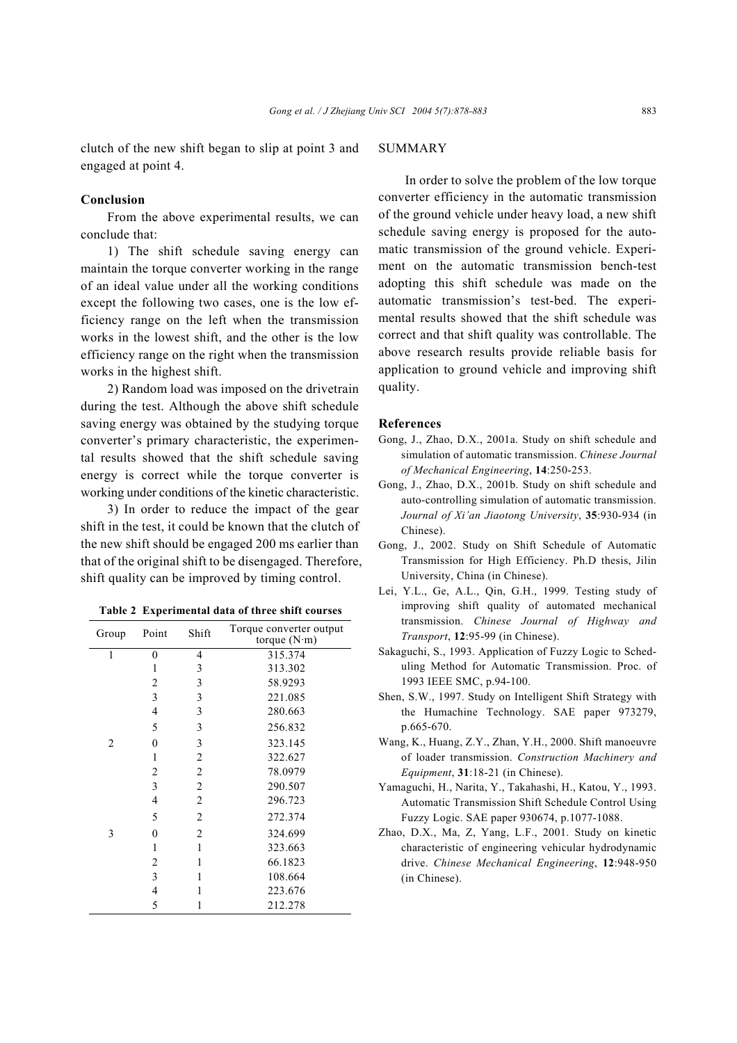clutch of the new shift began to slip at point 3 and engaged at point 4.

### Conclusion

From the above experimental results, we can conclude that:

1) The shift schedule saving energy can maintain the torque converter working in the range of an ideal value under all the working conditions except the following two cases, one is the low efficiency range on the left when the transmission works in the lowest shift, and the other is the low efficiency range on the right when the transmission works in the highest shift.

2) Random load was imposed on the drivetrain during the test. Although the above shift schedule saving energy was obtained by the studying torque converter's primary characteristic, the experimental results showed that the shift schedule saving energy is correct while the torque converter is working under conditions of the kinetic characteristic.

3) In order to reduce the impact of the gear shift in the test, it could be known that the clutch of the new shift should be engaged 200 ms earlier than that of the original shift to be disengaged. Therefore, shift quality can be improved by timing control.

**Table 2 Experimental data of three shift courses**

| Group | Point | Shift | Torque converter output torque (N·m) |
|---|---|---|---|
| 1 | 0 | 4 | 315.374 |
| | 1 | 3 | 313.302 |
| | 2 | 3 | 58.9293 |
| | 3 | 3 | 221.085 |
| | 4 | 3 | 280.663 |
| | 5 | 3 | 256.832 |
| 2 | 0 | 3 | 323.145 |
| | 1 | 2 | 322.627 |
| | 2 | 2 | 78.0979 |
| | 3 | 2 | 290.507 |
| | 4 | 2 | 296.723 |
| | 5 | 2 | 272.374 |
| 3 | 0 | 2 | 324.699 |
| | 1 | 1 | 323.663 |
| | 2 | 1 | 66.1823 |
| | 3 | 1 | 108.664 |
| | 4 | 1 | 223.676 |
| | 5 | 1 | 212.278 |

## SUMMARY

In order to solve the problem of the low torque converter efficiency in the automatic transmission of the ground vehicle under heavy load, a new shift schedule saving energy is proposed for the automatic transmission of the ground vehicle. Experiment on the automatic transmission bench-test adopting this shift schedule was made on the automatic transmission's test-bed. The experimental results showed that the shift schedule was correct and that shift quality was controllable. The above research results provide reliable basis for application to ground vehicle and improving shift quality.

### References

Gong, J., Zhao, D.X., 2001a. Study on shift schedule and simulation of automatic transmission. *Chinese Journal of Mechanical Engineering*, **14**:250-253.

Gong, J., Zhao, D.X., 2001b. Study on shift schedule and auto-controlling simulation of automatic transmission. *Journal of Xi'an Jiaotong University*, **35**:930-934 (in Chinese).

Gong, J., 2002. Study on Shift Schedule of Automatic Transmission for High Efficiency. Ph.D thesis, Jilin University, China (in Chinese).

Lei, Y.L., Ge, A.L., Qin, G.H., 1999. Testing study of improving shift quality of automated mechanical transmission. *Chinese Journal of Highway and Transport*, **12**:95-99 (in Chinese).

Sakaguchi, S., 1993. Application of Fuzzy Logic to Scheduling Method for Automatic Transmission. Proc. of 1993 IEEE SMC, p.94-100.

Shen, S.W., 1997. Study on Intelligent Shift Strategy with the Humachine Technology. SAE paper 973279, p.665-670.

Wang, K., Huang, Z.Y., Zhan, Y.H., 2000. Shift manoeuvre of loader transmission. *Construction Machinery and Equipment*, **31**:18-21 (in Chinese).

Yamaguchi, H., Narita, Y., Takahashi, H., Katou, Y., 1993. Automatic Transmission Shift Schedule Control Using Fuzzy Logic. SAE paper 930674, p.1077-1088.

Zhao, D.X., Ma, Z, Yang, L.F., 2001. Study on kinetic characteristic of engineering vehicular hydrodynamic drive. *Chinese Mechanical Engineering*, **12**:948-950 (in Chinese).